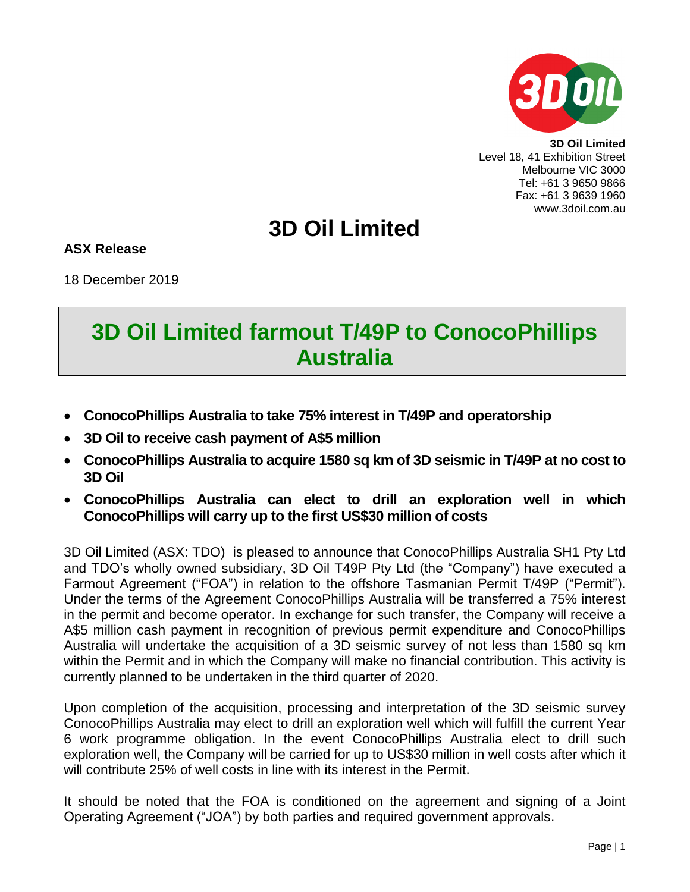**3D Oil Limited**
Level 18, 41 Exhibition Street
Melbourne VIC 3000
Tel: +61 3 9650 9866
Fax: +61 3 9639 1960
www.3doil.com.au

# 3D Oil Limited

**ASX Release**

18 December 2019

## 3D Oil Limited farmout T/49P to ConocoPhillips Australia

- **ConocoPhillips Australia to take 75% interest in T/49P and operatorship**
- **3D Oil to receive cash payment of A$5 million**
- **ConocoPhillips Australia to acquire 1580 sq km of 3D seismic in T/49P at no cost to 3D Oil**
- **ConocoPhillips Australia can elect to drill an exploration well in which ConocoPhillips will carry up to the first US$30 million of costs**

3D Oil Limited (ASX: TDO) is pleased to announce that ConocoPhillips Australia SH1 Pty Ltd and TDO's wholly owned subsidiary, 3D Oil T49P Pty Ltd (the "Company") have executed a Farmout Agreement ("FOA") in relation to the offshore Tasmanian Permit T/49P ("Permit"). Under the terms of the Agreement ConocoPhillips Australia will be transferred a 75% interest in the permit and become operator. In exchange for such transfer, the Company will receive a A$5 million cash payment in recognition of previous permit expenditure and ConocoPhillips Australia will undertake the acquisition of a 3D seismic survey of not less than 1580 sq km within the Permit and in which the Company will make no financial contribution. This activity is currently planned to be undertaken in the third quarter of 2020.

Upon completion of the acquisition, processing and interpretation of the 3D seismic survey ConocoPhillips Australia may elect to drill an exploration well which will fulfill the current Year 6 work programme obligation. In the event ConocoPhillips Australia elect to drill such exploration well, the Company will be carried for up to US$30 million in well costs after which it will contribute 25% of well costs in line with its interest in the Permit.

It should be noted that the FOA is conditioned on the agreement and signing of a Joint Operating Agreement ("JOA") by both parties and required government approvals.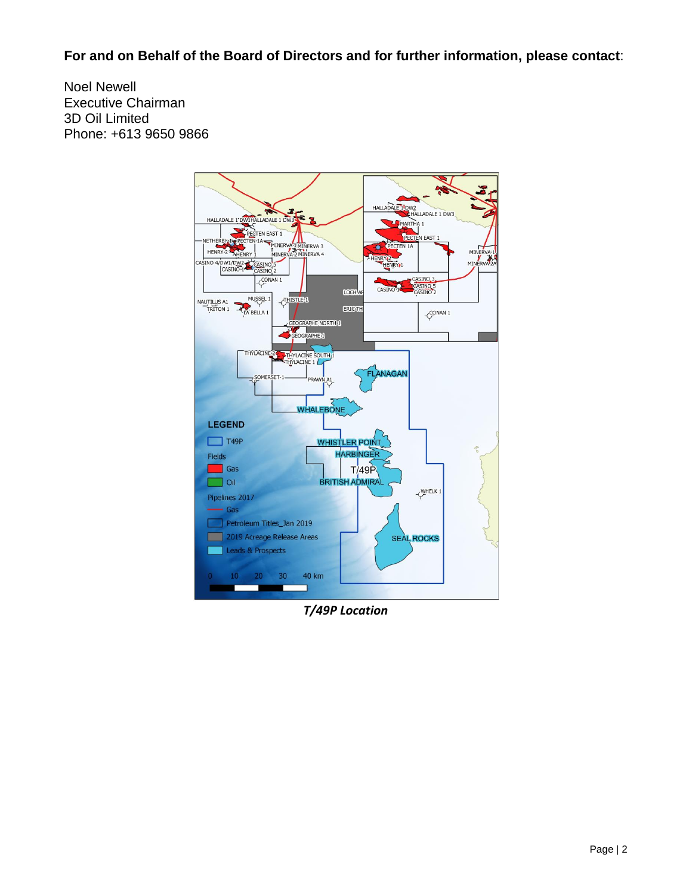**For and on Behalf of the Board of Directors and for further information, please contact**:

Noel Newell
Executive Chairman
3D Oil Limited
Phone: +613 9650 9866

HALLADALE 1 DW2
HALLADALE 1 DW3
HALLADALE 1 DW1
MARTHA 1
PECTEN EAST 1
NETHERBY-1
PECTEN-1A
PECTEN 1A
MINERVA 1
MINERVA 3
HENRY-2
HENRY 1
MINERVA 2
MINERVA 4
CASINO 4/DW1/DW2
CASINO 5
CASINO-1
CASINO 2
CONAN 1
CASINO 3
CASINO 1
LOCH AR
MINERVA-1
MINERVA-2A
NAUTILUS A1
MUSSEL 1
THISTLE-1
TRITON 1
LA BELLA 1
ERIC TH
GEOGRAPHE NORTH 1
GEOGRAPHE 1
THYLACINE 2
THYLACINE SOUTH 1
THYLACINE 1
SOMERSET-1
PRAWN A1
FLANAGAN
WHALEBONE
WHISTLER POINT
HARBINGER
T/49P
BRITISH ADMIRAL
WHELK 1
SEAL ROCKS

LEGEND
T49P
Fields
Gas
Oil
Pipelines 2017
Gas
Petroleum Titles_Jan 2019
2019 Acreage Release Areas
Leads & Prospects

0 10 20 30 40 km

***T/49P Location***